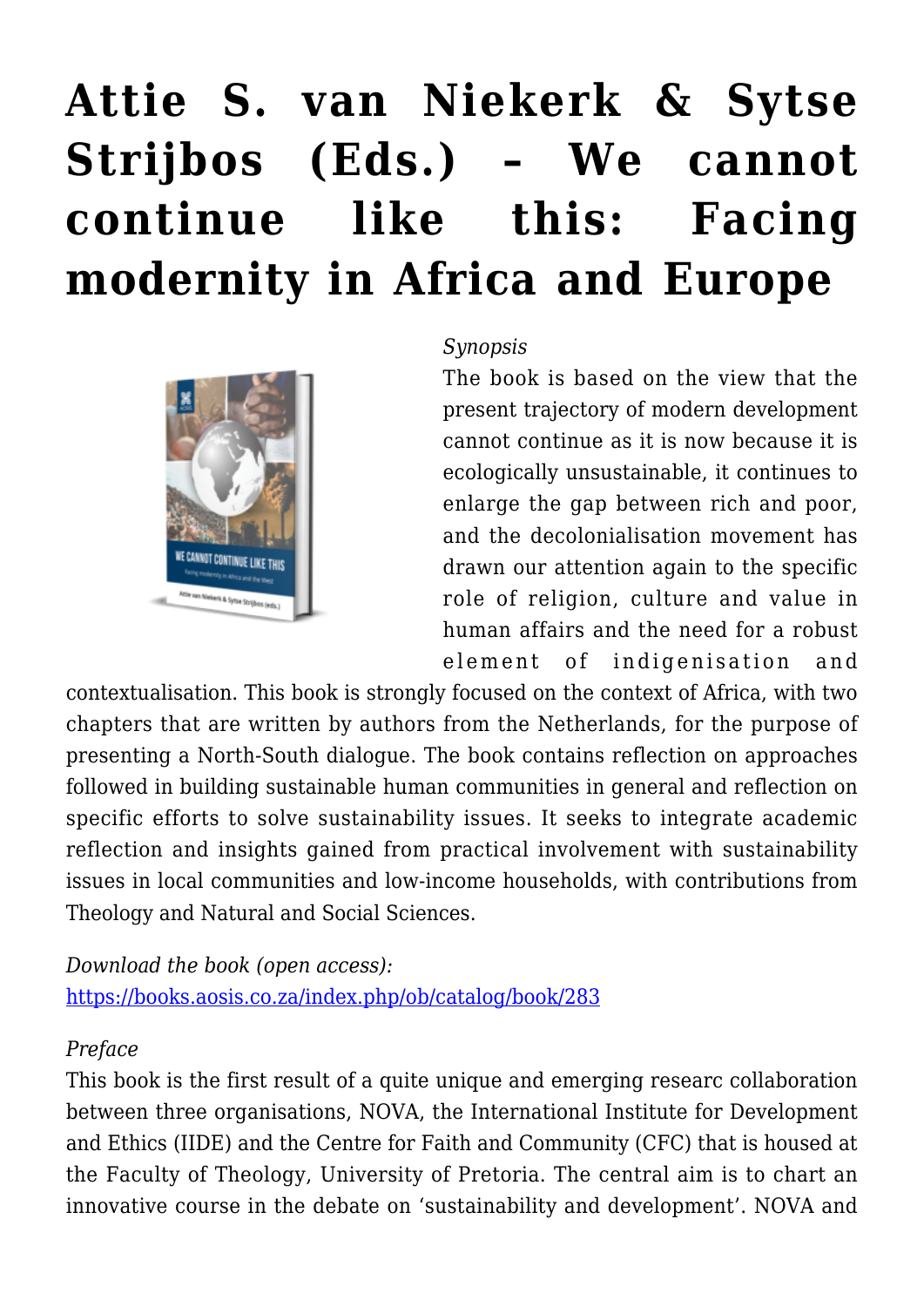# Attie S. van Niekerk & Sytse Strijbos (Eds.) – We cannot continue like this: Facing modernity in Africa and Europe

*Synopsis*

The book is based on the view that the present trajectory of modern development cannot continue as it is now because it is ecologically unsustainable, it continues to enlarge the gap between rich and poor, and the decolonialisation movement has drawn our attention again to the specific role of religion, culture and value in human affairs and the need for a robust element of indigenisation and contextualisation. This book is strongly focused on the context of Africa, with two chapters that are written by authors from the Netherlands, for the purpose of presenting a North-South dialogue. The book contains reflection on approaches followed in building sustainable human communities in general and reflection on specific efforts to solve sustainability issues. It seeks to integrate academic reflection and insights gained from practical involvement with sustainability issues in local communities and low-income households, with contributions from Theology and Natural and Social Sciences.

*Download the book (open access):*
https://books.aosis.co.za/index.php/ob/catalog/book/283

*Preface*

This book is the first result of a quite unique and emerging researc collaboration between three organisations, NOVA, the International Institute for Development and Ethics (IIDE) and the Centre for Faith and Community (CFC) that is housed at the Faculty of Theology, University of Pretoria. The central aim is to chart an innovative course in the debate on 'sustainability and development'. NOVA and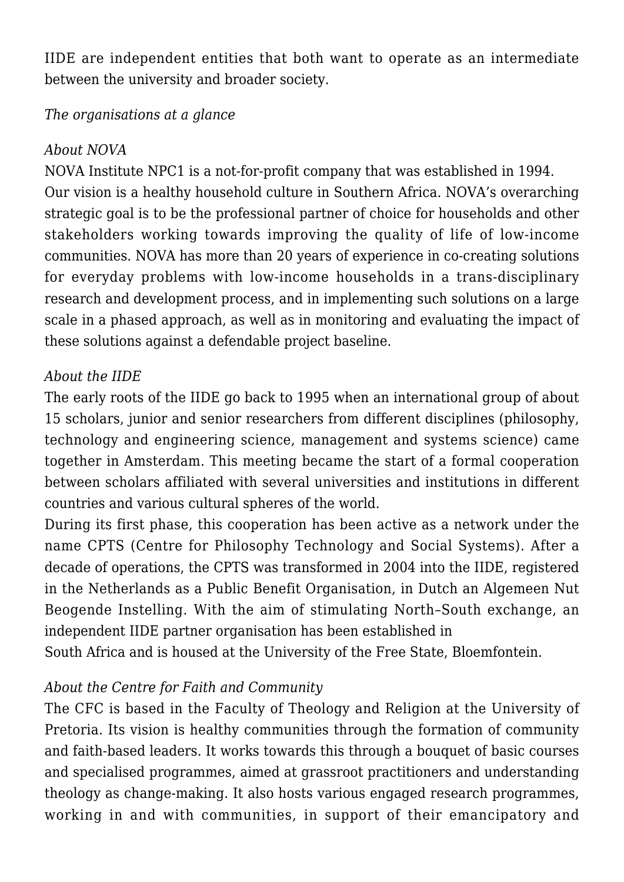IIDE are independent entities that both want to operate as an intermediate between the university and broader society.

*The organisations at a glance*

*About NOVA*

NOVA Institute NPC1 is a not-for-profit company that was established in 1994. Our vision is a healthy household culture in Southern Africa. NOVA's overarching strategic goal is to be the professional partner of choice for households and other stakeholders working towards improving the quality of life of low-income communities. NOVA has more than 20 years of experience in co-creating solutions for everyday problems with low-income households in a trans-disciplinary research and development process, and in implementing such solutions on a large scale in a phased approach, as well as in monitoring and evaluating the impact of these solutions against a defendable project baseline.

*About the IIDE*

The early roots of the IIDE go back to 1995 when an international group of about 15 scholars, junior and senior researchers from different disciplines (philosophy, technology and engineering science, management and systems science) came together in Amsterdam. This meeting became the start of a formal cooperation between scholars affiliated with several universities and institutions in different countries and various cultural spheres of the world.

During its first phase, this cooperation has been active as a network under the name CPTS (Centre for Philosophy Technology and Social Systems). After a decade of operations, the CPTS was transformed in 2004 into the IIDE, registered in the Netherlands as a Public Benefit Organisation, in Dutch an Algemeen Nut Beogende Instelling. With the aim of stimulating North–South exchange, an independent IIDE partner organisation has been established in South Africa and is housed at the University of the Free State, Bloemfontein.

*About the Centre for Faith and Community*

The CFC is based in the Faculty of Theology and Religion at the University of Pretoria. Its vision is healthy communities through the formation of community and faith-based leaders. It works towards this through a bouquet of basic courses and specialised programmes, aimed at grassroot practitioners and understanding theology as change-making. It also hosts various engaged research programmes, working in and with communities, in support of their emancipatory and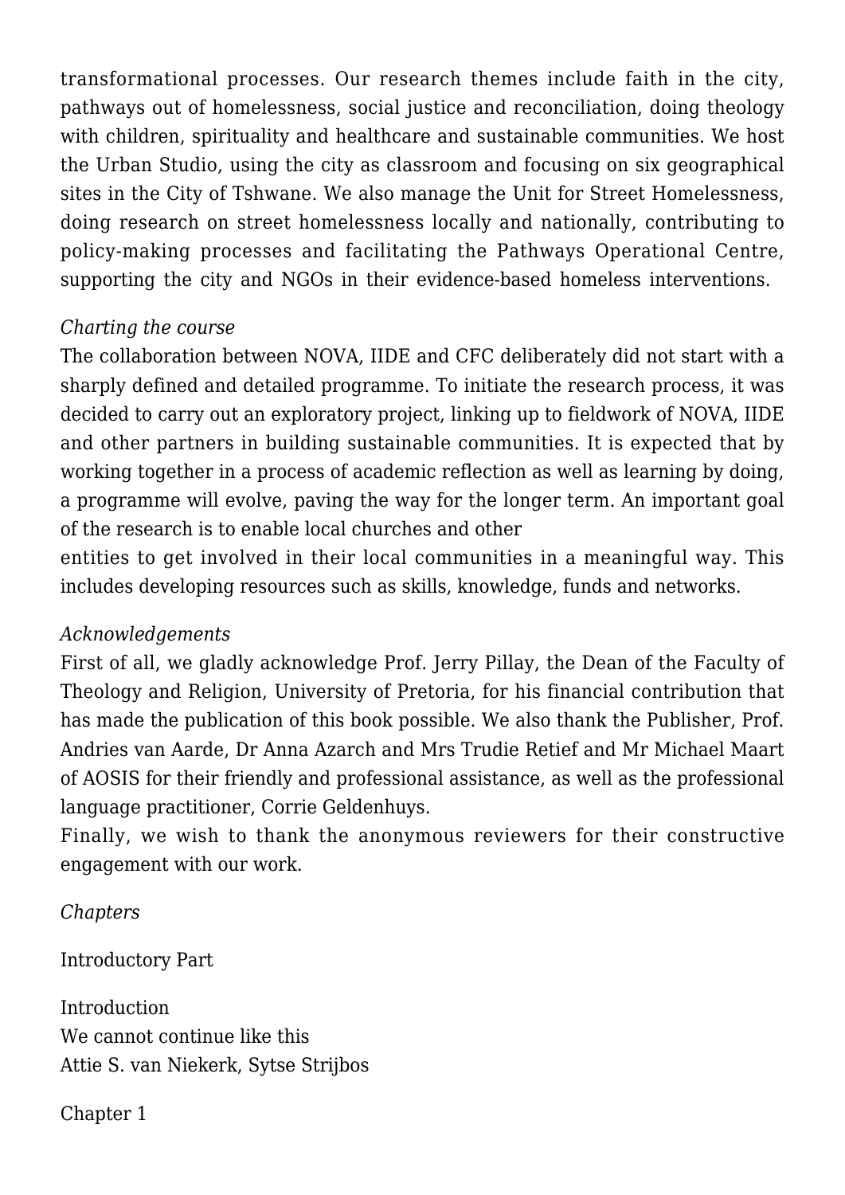transformational processes. Our research themes include faith in the city, pathways out of homelessness, social justice and reconciliation, doing theology with children, spirituality and healthcare and sustainable communities. We host the Urban Studio, using the city as classroom and focusing on six geographical sites in the City of Tshwane. We also manage the Unit for Street Homelessness, doing research on street homelessness locally and nationally, contributing to policy-making processes and facilitating the Pathways Operational Centre, supporting the city and NGOs in their evidence-based homeless interventions.

*Charting the course*

The collaboration between NOVA, IIDE and CFC deliberately did not start with a sharply defined and detailed programme. To initiate the research process, it was decided to carry out an exploratory project, linking up to fieldwork of NOVA, IIDE and other partners in building sustainable communities. It is expected that by working together in a process of academic reflection as well as learning by doing, a programme will evolve, paving the way for the longer term. An important goal of the research is to enable local churches and other entities to get involved in their local communities in a meaningful way. This includes developing resources such as skills, knowledge, funds and networks.

*Acknowledgements*

First of all, we gladly acknowledge Prof. Jerry Pillay, the Dean of the Faculty of Theology and Religion, University of Pretoria, for his financial contribution that has made the publication of this book possible. We also thank the Publisher, Prof. Andries van Aarde, Dr Anna Azarch and Mrs Trudie Retief and Mr Michael Maart of AOSIS for their friendly and professional assistance, as well as the professional language practitioner, Corrie Geldenhuys.

Finally, we wish to thank the anonymous reviewers for their constructive engagement with our work.

*Chapters*

Introductory Part

Introduction
We cannot continue like this
Attie S. van Niekerk, Sytse Strijbos

Chapter 1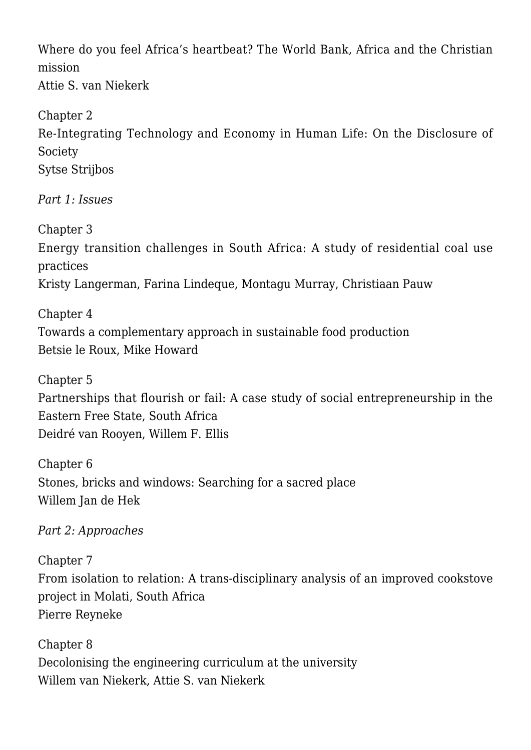Where do you feel Africa's heartbeat? The World Bank, Africa and the Christian mission
Attie S. van Niekerk

Chapter 2
Re-Integrating Technology and Economy in Human Life: On the Disclosure of Society
Sytse Strijbos

*Part 1: Issues*

Chapter 3
Energy transition challenges in South Africa: A study of residential coal use practices
Kristy Langerman, Farina Lindeque, Montagu Murray, Christiaan Pauw

Chapter 4
Towards a complementary approach in sustainable food production
Betsie le Roux, Mike Howard

Chapter 5
Partnerships that flourish or fail: A case study of social entrepreneurship in the Eastern Free State, South Africa
Deidré van Rooyen, Willem F. Ellis

Chapter 6
Stones, bricks and windows: Searching for a sacred place
Willem Jan de Hek

*Part 2: Approaches*

Chapter 7
From isolation to relation: A trans-disciplinary analysis of an improved cookstove project in Molati, South Africa
Pierre Reyneke

Chapter 8
Decolonising the engineering curriculum at the university
Willem van Niekerk, Attie S. van Niekerk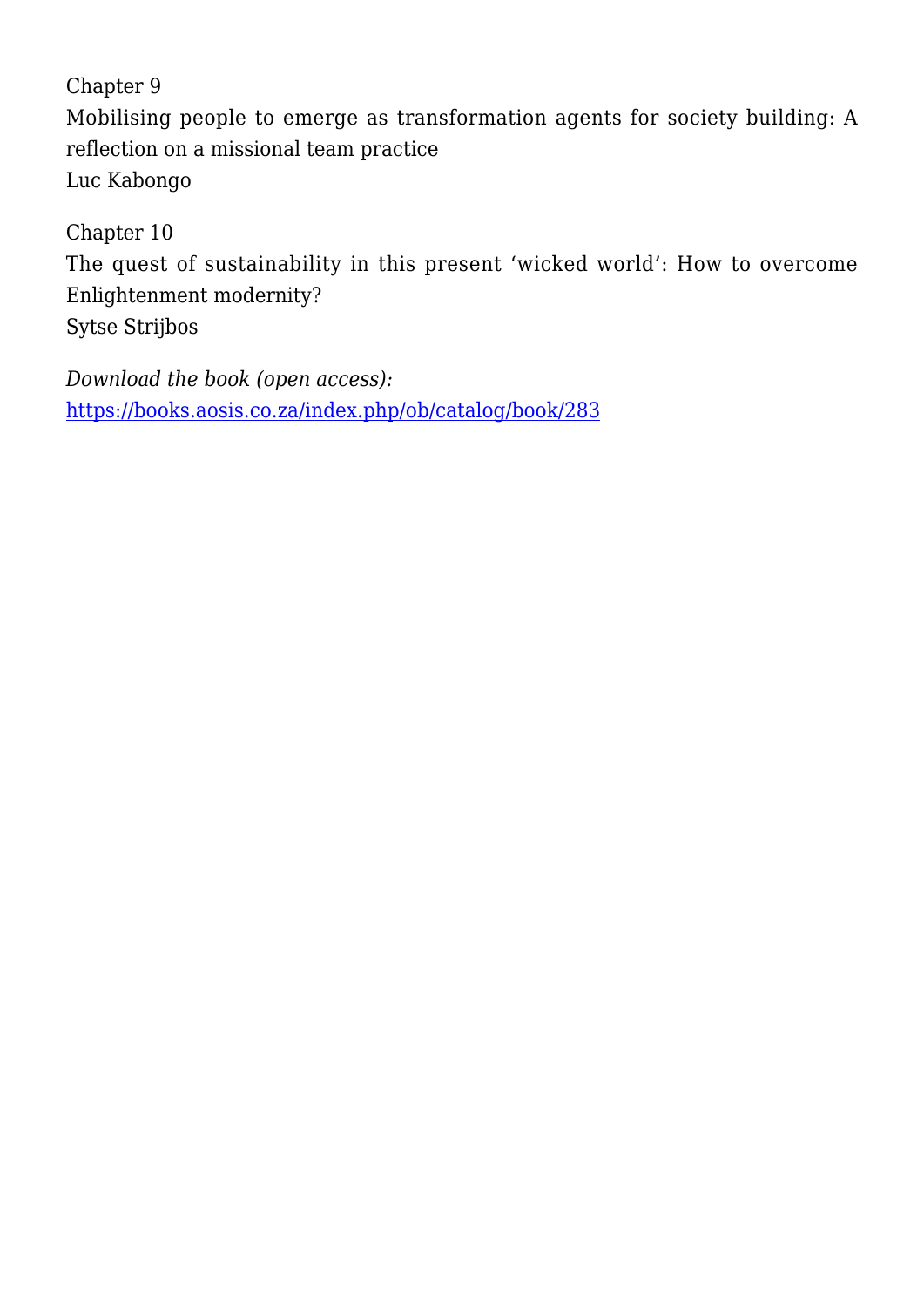Chapter 9
Mobilising people to emerge as transformation agents for society building: A reflection on a missional team practice
Luc Kabongo

Chapter 10
The quest of sustainability in this present 'wicked world': How to overcome Enlightenment modernity?
Sytse Strijbos

*Download the book (open access):*
[https://books.aosis.co.za/index.php/ob/catalog/book/283](https://books.aosis.co.za/index.php/ob/catalog/book/283)